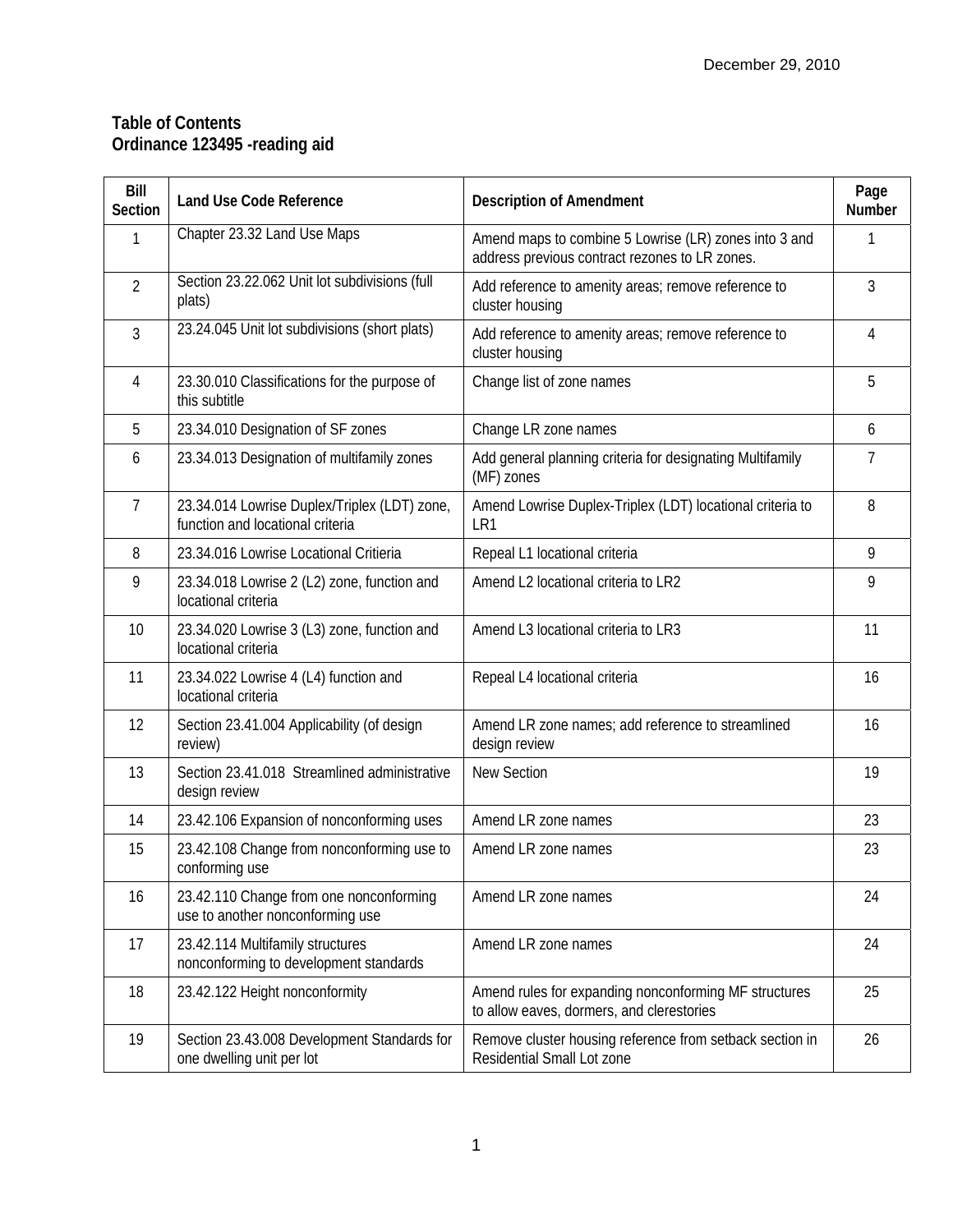December 29, 2010

**Table of Contents**
**Ordinance 123495 -reading aid**

| Bill Section | Land Use Code Reference | Description of Amendment | Page Number |
|---|---|---|---|
| 1 | Chapter 23.32 Land Use Maps | Amend maps to combine 5 Lowrise (LR) zones into 3 and address previous contract rezones to LR zones. | 1 |
| 2 | Section 23.22.062 Unit lot subdivisions (full plats) | Add reference to amenity areas; remove reference to cluster housing | 3 |
| 3 | 23.24.045 Unit lot subdivisions (short plats) | Add reference to amenity areas; remove reference to cluster housing | 4 |
| 4 | 23.30.010 Classifications for the purpose of this subtitle | Change list of zone names | 5 |
| 5 | 23.34.010 Designation of SF zones | Change LR zone names | 6 |
| 6 | 23.34.013 Designation of multifamily zones | Add general planning criteria for designating Multifamily (MF) zones | 7 |
| 7 | 23.34.014 Lowrise Duplex/Triplex (LDT) zone, function and locational criteria | Amend Lowrise Duplex-Triplex (LDT) locational criteria to LR1 | 8 |
| 8 | 23.34.016 Lowrise Locational Critieria | Repeal L1 locational criteria | 9 |
| 9 | 23.34.018 Lowrise 2 (L2) zone, function and locational criteria | Amend L2 locational criteria to LR2 | 9 |
| 10 | 23.34.020 Lowrise 3 (L3) zone, function and locational criteria | Amend L3 locational criteria to LR3 | 11 |
| 11 | 23.34.022 Lowrise 4 (L4) function and locational criteria | Repeal L4 locational criteria | 16 |
| 12 | Section 23.41.004 Applicability (of design review) | Amend LR zone names; add reference to streamlined design review | 16 |
| 13 | Section 23.41.018 Streamlined administrative design review | New Section | 19 |
| 14 | 23.42.106 Expansion of nonconforming uses | Amend LR zone names | 23 |
| 15 | 23.42.108 Change from nonconforming use to conforming use | Amend LR zone names | 23 |
| 16 | 23.42.110 Change from one nonconforming use to another nonconforming use | Amend LR zone names | 24 |
| 17 | 23.42.114 Multifamily structures nonconforming to development standards | Amend LR zone names | 24 |
| 18 | 23.42.122 Height nonconformity | Amend rules for expanding nonconforming MF structures to allow eaves, dormers, and clerestories | 25 |
| 19 | Section 23.43.008 Development Standards for one dwelling unit per lot | Remove cluster housing reference from setback section in Residential Small Lot zone | 26 |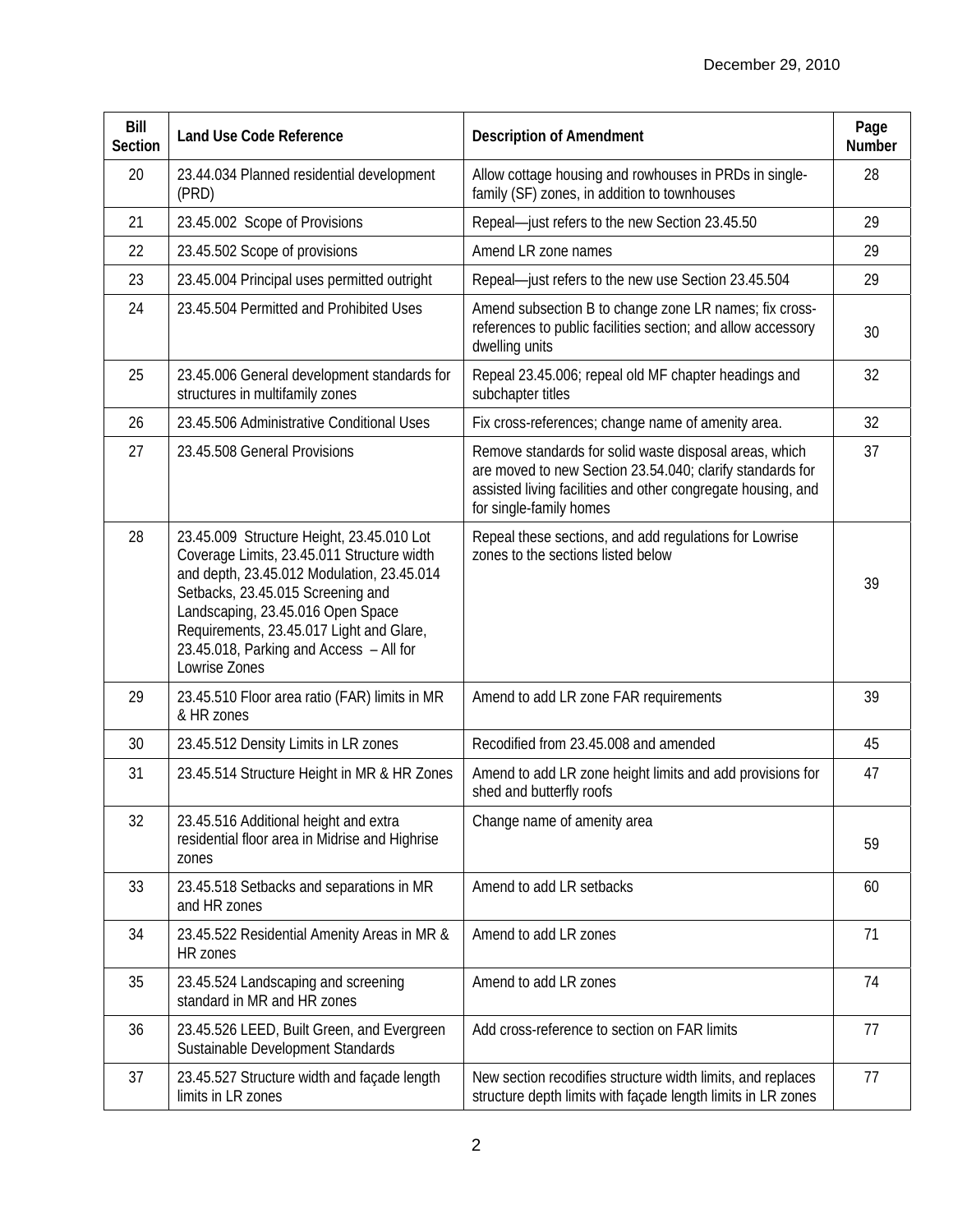December 29, 2010

| Bill Section | Land Use Code Reference | Description of Amendment | Page Number |
|---|---|---|---|
| 20 | 23.44.034 Planned residential development (PRD) | Allow cottage housing and rowhouses in PRDs in single-family (SF) zones, in addition to townhouses | 28 |
| 21 | 23.45.002 Scope of Provisions | Repeal—just refers to the new Section 23.45.50 | 29 |
| 22 | 23.45.502 Scope of provisions | Amend LR zone names | 29 |
| 23 | 23.45.004 Principal uses permitted outright | Repeal—just refers to the new use Section 23.45.504 | 29 |
| 24 | 23.45.504 Permitted and Prohibited Uses | Amend subsection B to change zone LR names; fix cross-references to public facilities section; and allow accessory dwelling units | 30 |
| 25 | 23.45.006 General development standards for structures in multifamily zones | Repeal 23.45.006; repeal old MF chapter headings and subchapter titles | 32 |
| 26 | 23.45.506 Administrative Conditional Uses | Fix cross-references; change name of amenity area. | 32 |
| 27 | 23.45.508 General Provisions | Remove standards for solid waste disposal areas, which are moved to new Section 23.54.040; clarify standards for assisted living facilities and other congregate housing, and for single-family homes | 37 |
| 28 | 23.45.009 Structure Height, 23.45.010 Lot Coverage Limits, 23.45.011 Structure width and depth, 23.45.012 Modulation, 23.45.014 Setbacks, 23.45.015 Screening and Landscaping, 23.45.016 Open Space Requirements, 23.45.017 Light and Glare, 23.45.018, Parking and Access – All for Lowrise Zones | Repeal these sections, and add regulations for Lowrise zones to the sections listed below | 39 |
| 29 | 23.45.510 Floor area ratio (FAR) limits in MR & HR zones | Amend to add LR zone FAR requirements | 39 |
| 30 | 23.45.512 Density Limits in LR zones | Recodified from 23.45.008 and amended | 45 |
| 31 | 23.45.514 Structure Height in MR & HR Zones | Amend to add LR zone height limits and add provisions for shed and butterfly roofs | 47 |
| 32 | 23.45.516 Additional height and extra residential floor area in Midrise and Highrise zones | Change name of amenity area | 59 |
| 33 | 23.45.518 Setbacks and separations in MR and HR zones | Amend to add LR setbacks | 60 |
| 34 | 23.45.522 Residential Amenity Areas in MR & HR zones | Amend to add LR zones | 71 |
| 35 | 23.45.524 Landscaping and screening standard in MR and HR zones | Amend to add LR zones | 74 |
| 36 | 23.45.526 LEED, Built Green, and Evergreen Sustainable Development Standards | Add cross-reference to section on FAR limits | 77 |
| 37 | 23.45.527 Structure width and façade length limits in LR zones | New section recodifies structure width limits, and replaces structure depth limits with façade length limits in LR zones | 77 |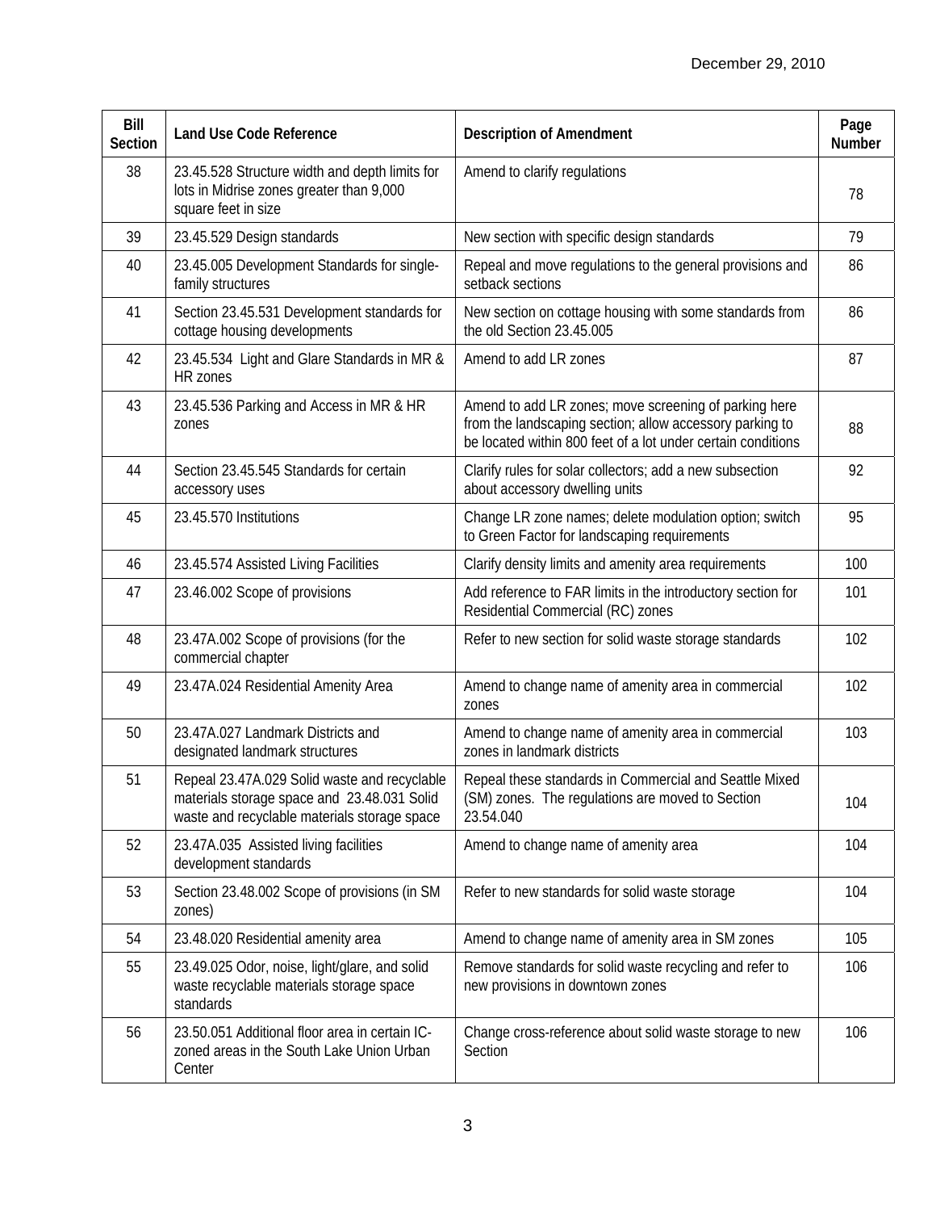December 29, 2010

| Bill Section | Land Use Code Reference | Description of Amendment | Page Number |
|---|---|---|---|
| 38 | 23.45.528 Structure width and depth limits for lots in Midrise zones greater than 9,000 square feet in size | Amend to clarify regulations | 78 |
| 39 | 23.45.529 Design standards | New section with specific design standards | 79 |
| 40 | 23.45.005 Development Standards for single-family structures | Repeal and move regulations to the general provisions and setback sections | 86 |
| 41 | Section 23.45.531 Development standards for cottage housing developments | New section on cottage housing with some standards from the old Section 23.45.005 | 86 |
| 42 | 23.45.534 Light and Glare Standards in MR & HR zones | Amend to add LR zones | 87 |
| 43 | 23.45.536 Parking and Access in MR & HR zones | Amend to add LR zones; move screening of parking here from the landscaping section; allow accessory parking to be located within 800 feet of a lot under certain conditions | 88 |
| 44 | Section 23.45.545 Standards for certain accessory uses | Clarify rules for solar collectors; add a new subsection about accessory dwelling units | 92 |
| 45 | 23.45.570 Institutions | Change LR zone names; delete modulation option; switch to Green Factor for landscaping requirements | 95 |
| 46 | 23.45.574 Assisted Living Facilities | Clarify density limits and amenity area requirements | 100 |
| 47 | 23.46.002 Scope of provisions | Add reference to FAR limits in the introductory section for Residential Commercial (RC) zones | 101 |
| 48 | 23.47A.002 Scope of provisions (for the commercial chapter | Refer to new section for solid waste storage standards | 102 |
| 49 | 23.47A.024 Residential Amenity Area | Amend to change name of amenity area in commercial zones | 102 |
| 50 | 23.47A.027 Landmark Districts and designated landmark structures | Amend to change name of amenity area in commercial zones in landmark districts | 103 |
| 51 | Repeal 23.47A.029 Solid waste and recyclable materials storage space and 23.48.031 Solid waste and recyclable materials storage space | Repeal these standards in Commercial and Seattle Mixed (SM) zones. The regulations are moved to Section 23.54.040 | 104 |
| 52 | 23.47A.035 Assisted living facilities development standards | Amend to change name of amenity area | 104 |
| 53 | Section 23.48.002 Scope of provisions (in SM zones) | Refer to new standards for solid waste storage | 104 |
| 54 | 23.48.020 Residential amenity area | Amend to change name of amenity area in SM zones | 105 |
| 55 | 23.49.025 Odor, noise, light/glare, and solid waste recyclable materials storage space standards | Remove standards for solid waste recycling and refer to new provisions in downtown zones | 106 |
| 56 | 23.50.051 Additional floor area in certain IC-zoned areas in the South Lake Union Urban Center | Change cross-reference about solid waste storage to new Section | 106 |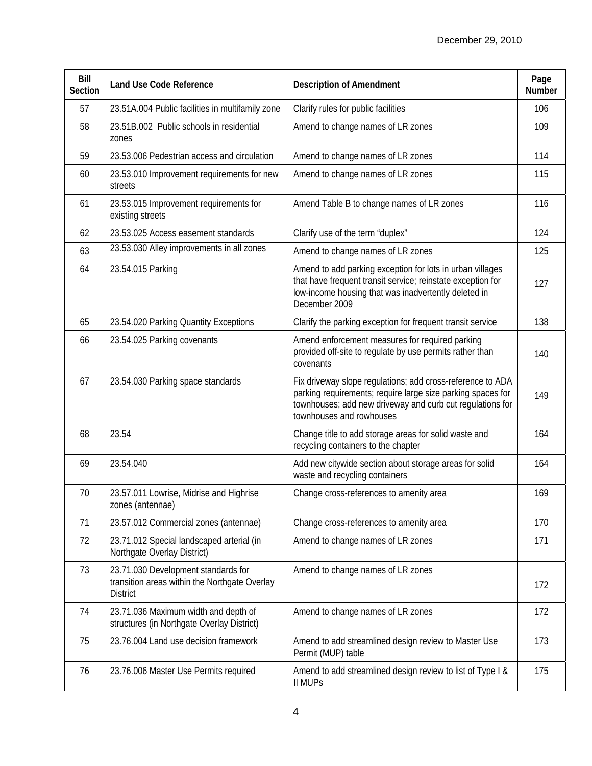December 29, 2010

| Bill Section | Land Use Code Reference | Description of Amendment | Page Number |
|---|---|---|---|
| 57 | 23.51A.004 Public facilities in multifamily zone | Clarify rules for public facilities | 106 |
| 58 | 23.51B.002 Public schools in residential zones | Amend to change names of LR zones | 109 |
| 59 | 23.53.006 Pedestrian access and circulation | Amend to change names of LR zones | 114 |
| 60 | 23.53.010 Improvement requirements for new streets | Amend to change names of LR zones | 115 |
| 61 | 23.53.015 Improvement requirements for existing streets | Amend Table B to change names of LR zones | 116 |
| 62 | 23.53.025 Access easement standards | Clarify use of the term "duplex" | 124 |
| 63 | 23.53.030 Alley improvements in all zones | Amend to change names of LR zones | 125 |
| 64 | 23.54.015 Parking | Amend to add parking exception for lots in urban villages that have frequent transit service; reinstate exception for low-income housing that was inadvertently deleted in December 2009 | 127 |
| 65 | 23.54.020 Parking Quantity Exceptions | Clarify the parking exception for frequent transit service | 138 |
| 66 | 23.54.025 Parking covenants | Amend enforcement measures for required parking provided off-site to regulate by use permits rather than covenants | 140 |
| 67 | 23.54.030 Parking space standards | Fix driveway slope regulations; add cross-reference to ADA parking requirements; require large size parking spaces for townhouses; add new driveway and curb cut regulations for townhouses and rowhouses | 149 |
| 68 | 23.54 | Change title to add storage areas for solid waste and recycling containers to the chapter | 164 |
| 69 | 23.54.040 | Add new citywide section about storage areas for solid waste and recycling containers | 164 |
| 70 | 23.57.011 Lowrise, Midrise and Highrise zones (antennae) | Change cross-references to amenity area | 169 |
| 71 | 23.57.012 Commercial zones (antennae) | Change cross-references to amenity area | 170 |
| 72 | 23.71.012 Special landscaped arterial (in Northgate Overlay District) | Amend to change names of LR zones | 171 |
| 73 | 23.71.030 Development standards for transition areas within the Northgate Overlay District | Amend to change names of LR zones | 172 |
| 74 | 23.71.036 Maximum width and depth of structures (in Northgate Overlay District) | Amend to change names of LR zones | 172 |
| 75 | 23.76.004 Land use decision framework | Amend to add streamlined design review to Master Use Permit (MUP) table | 173 |
| 76 | 23.76.006 Master Use Permits required | Amend to add streamlined design review to list of Type I & II MUPs | 175 |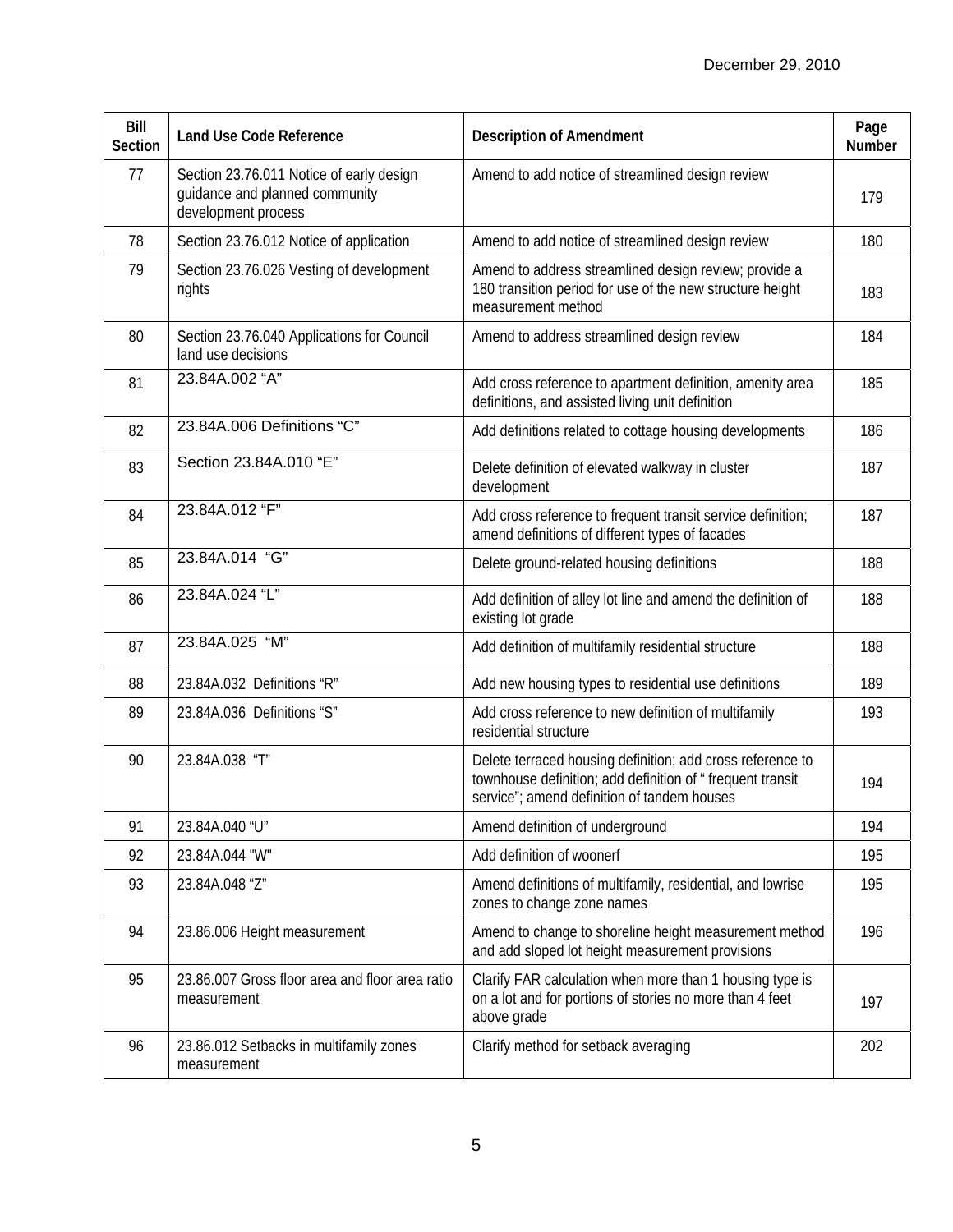December 29, 2010

| Bill Section | Land Use Code Reference | Description of Amendment | Page Number |
|---|---|---|---|
| 77 | Section 23.76.011 Notice of early design guidance and planned community development process | Amend to add notice of streamlined design review | 179 |
| 78 | Section 23.76.012 Notice of application | Amend to add notice of streamlined design review | 180 |
| 79 | Section 23.76.026 Vesting of development rights | Amend to address streamlined design review; provide a 180 transition period for use of the new structure height measurement method | 183 |
| 80 | Section 23.76.040 Applications for Council land use decisions | Amend to address streamlined design review | 184 |
| 81 | 23.84A.002 "A" | Add cross reference to apartment definition, amenity area definitions, and assisted living unit definition | 185 |
| 82 | 23.84A.006 Definitions "C" | Add definitions related to cottage housing developments | 186 |
| 83 | Section 23.84A.010 "E" | Delete definition of elevated walkway in cluster development | 187 |
| 84 | 23.84A.012 "F" | Add cross reference to frequent transit service definition; amend definitions of different types of facades | 187 |
| 85 | 23.84A.014 "G" | Delete ground-related housing definitions | 188 |
| 86 | 23.84A.024 "L" | Add definition of alley lot line and amend the definition of existing lot grade | 188 |
| 87 | 23.84A.025 "M" | Add definition of multifamily residential structure | 188 |
| 88 | 23.84A.032 Definitions "R" | Add new housing types to residential use definitions | 189 |
| 89 | 23.84A.036 Definitions "S" | Add cross reference to new definition of multifamily residential structure | 193 |
| 90 | 23.84A.038 "T" | Delete terraced housing definition; add cross reference to townhouse definition; add definition of " frequent transit service"; amend definition of tandem houses | 194 |
| 91 | 23.84A.040 "U" | Amend definition of underground | 194 |
| 92 | 23.84A.044 "W" | Add definition of woonerf | 195 |
| 93 | 23.84A.048 "Z" | Amend definitions of multifamily, residential, and lowrise zones to change zone names | 195 |
| 94 | 23.86.006 Height measurement | Amend to change to shoreline height measurement method and add sloped lot height measurement provisions | 196 |
| 95 | 23.86.007 Gross floor area and floor area ratio measurement | Clarify FAR calculation when more than 1 housing type is on a lot and for portions of stories no more than 4 feet above grade | 197 |
| 96 | 23.86.012 Setbacks in multifamily zones measurement | Clarify method for setback averaging | 202 |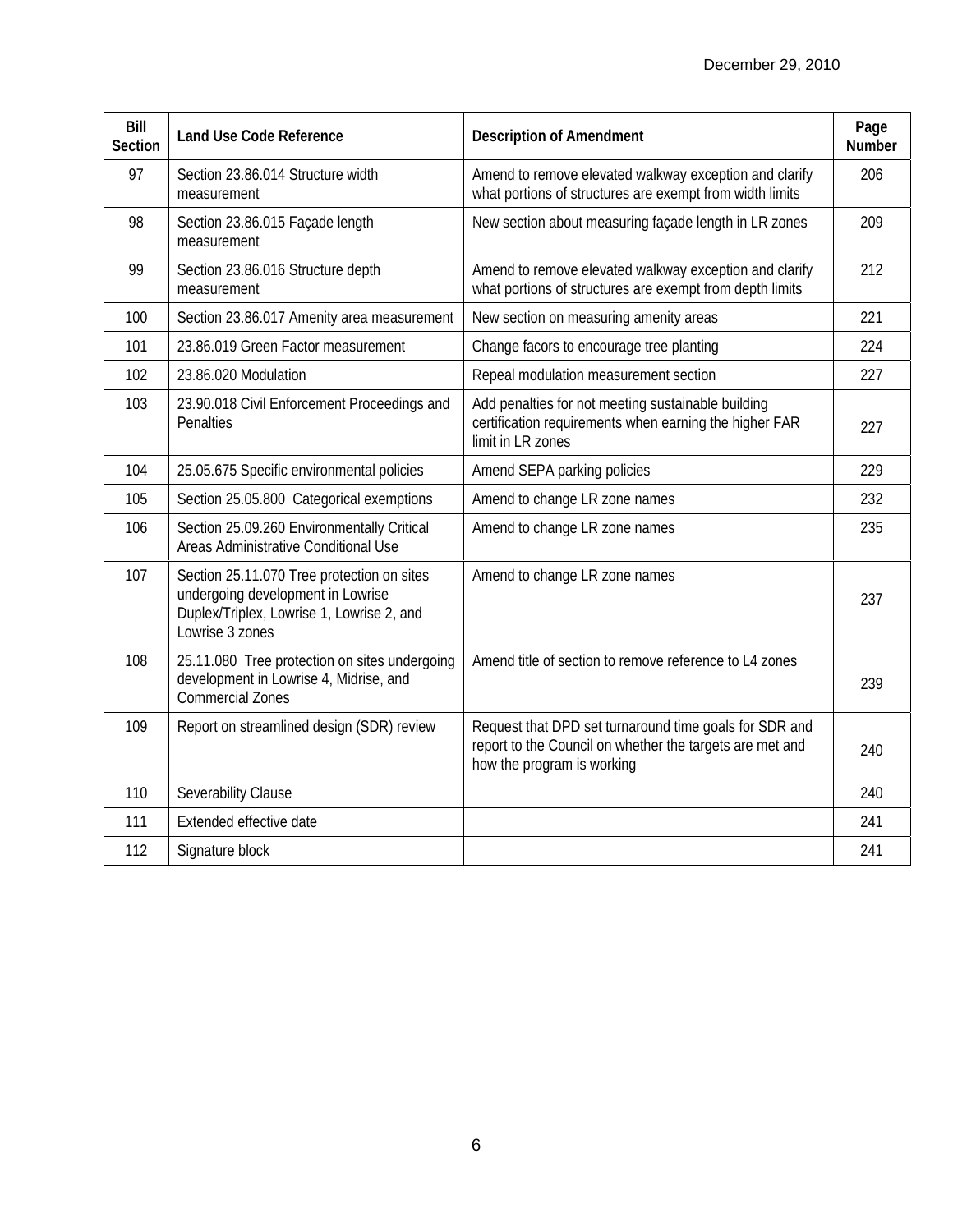December 29, 2010

| Bill Section | Land Use Code Reference | Description of Amendment | Page Number |
|---|---|---|---|
| 97 | Section 23.86.014 Structure width measurement | Amend to remove elevated walkway exception and clarify what portions of structures are exempt from width limits | 206 |
| 98 | Section 23.86.015 Façade length measurement | New section about measuring façade length in LR zones | 209 |
| 99 | Section 23.86.016 Structure depth measurement | Amend to remove elevated walkway exception and clarify what portions of structures are exempt from depth limits | 212 |
| 100 | Section 23.86.017 Amenity area measurement | New section on measuring amenity areas | 221 |
| 101 | 23.86.019 Green Factor measurement | Change facors to encourage tree planting | 224 |
| 102 | 23.86.020 Modulation | Repeal modulation measurement section | 227 |
| 103 | 23.90.018 Civil Enforcement Proceedings and Penalties | Add penalties for not meeting sustainable building certification requirements when earning the higher FAR limit in LR zones | 227 |
| 104 | 25.05.675 Specific environmental policies | Amend SEPA parking policies | 229 |
| 105 | Section 25.05.800 Categorical exemptions | Amend to change LR zone names | 232 |
| 106 | Section 25.09.260 Environmentally Critical Areas Administrative Conditional Use | Amend to change LR zone names | 235 |
| 107 | Section 25.11.070 Tree protection on sites undergoing development in Lowrise Duplex/Triplex, Lowrise 1, Lowrise 2, and Lowrise 3 zones | Amend to change LR zone names | 237 |
| 108 | 25.11.080 Tree protection on sites undergoing development in Lowrise 4, Midrise, and Commercial Zones | Amend title of section to remove reference to L4 zones | 239 |
| 109 | Report on streamlined design (SDR) review | Request that DPD set turnaround time goals for SDR and report to the Council on whether the targets are met and how the program is working | 240 |
| 110 | Severability Clause | | 240 |
| 111 | Extended effective date | | 241 |
| 112 | Signature block | | 241 |